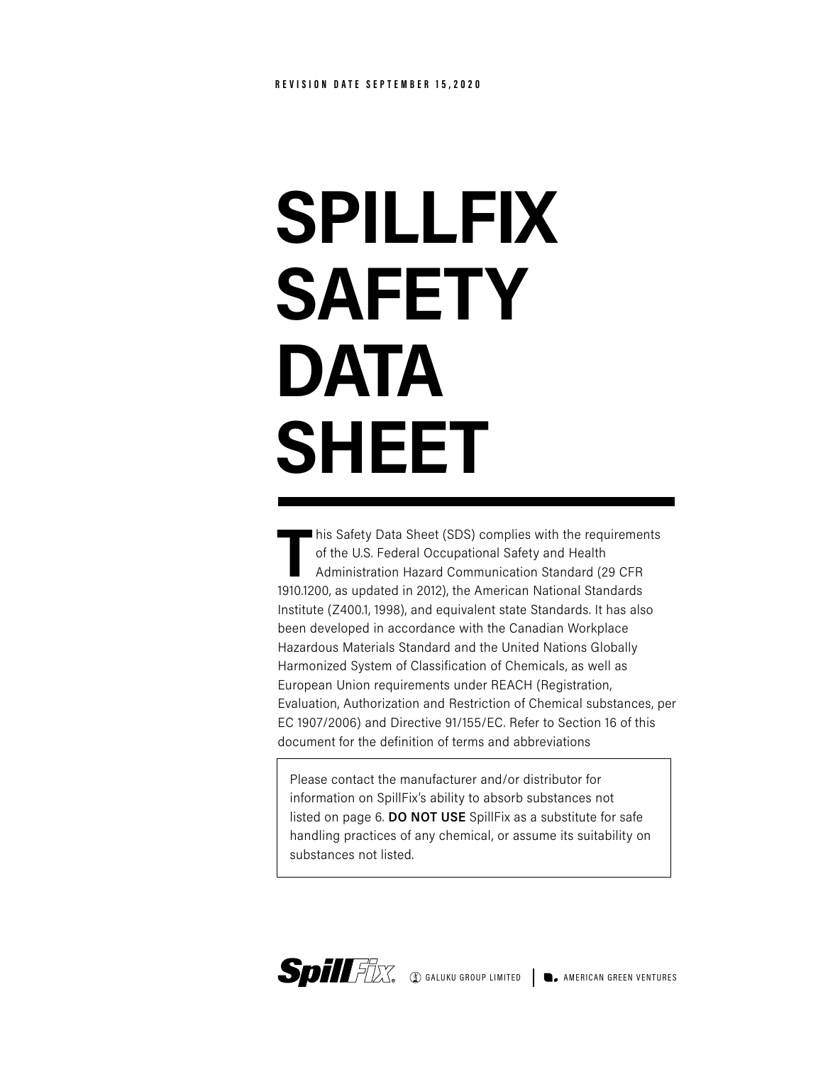REVISION DATE SEPTEMBER 15,2020

# SPILLFIX SAFETY DATA SHEET

This Safety Data Sheet (SDS) complies with the requirements of the U.S. Federal Occupational Safety and Health Administration Hazard Communication Standard (29 CFR 1910.1200, as updated in 2012), the American National Standards Institute (Z400.1, 1998), and equivalent state Standards. It has also been developed in accordance with the Canadian Workplace Hazardous Materials Standard and the United Nations Globally Harmonized System of Classification of Chemicals, as well as European Union requirements under REACH (Registration, Evaluation, Authorization and Restriction of Chemical substances, per EC 1907/2006) and Directive 91/155/EC. Refer to Section 16 of this document for the definition of terms and abbreviations

> Please contact the manufacturer and/or distributor for information on SpillFix's ability to absorb substances not listed on page 6. **DO NOT USE** SpillFix as a substitute for safe handling practices of any chemical, or assume its suitability on substances not listed.

SpillFix® GALUKU GROUP LIMITED | AMERICAN GREEN VENTURES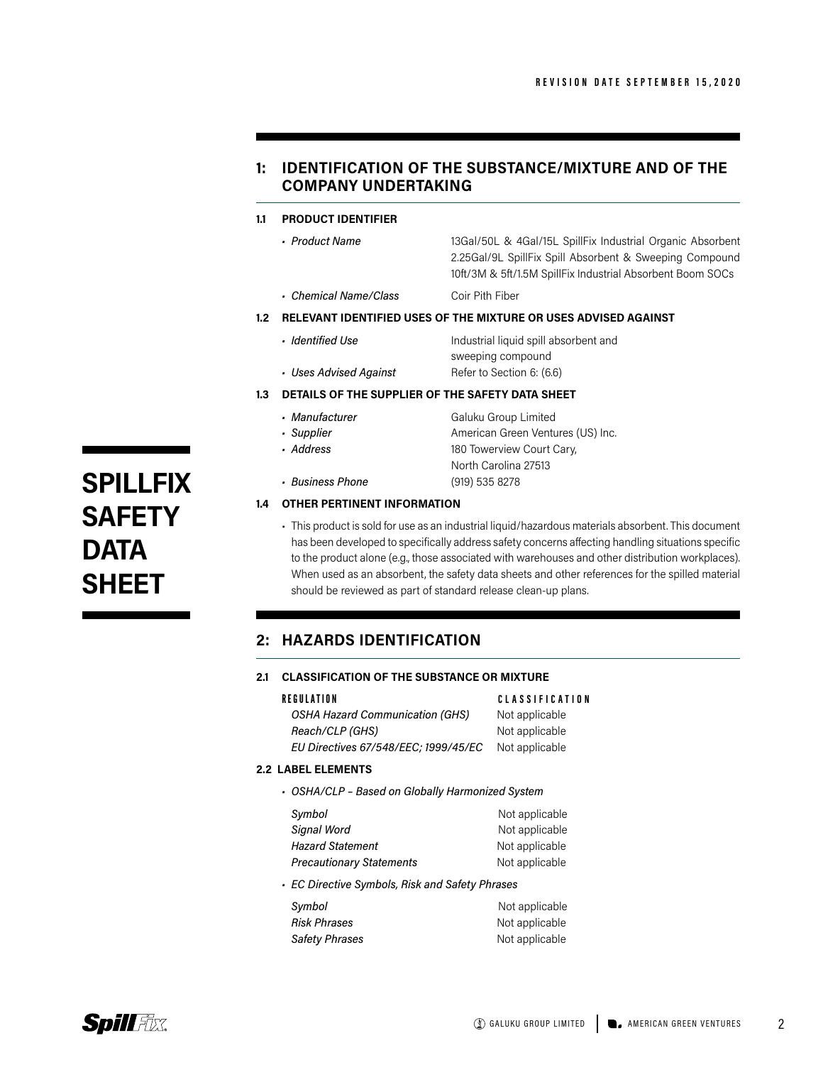REVISION DATE SEPTEMBER 15, 2020

# SPILLFIX SAFETY DATA SHEET

## 1: IDENTIFICATION OF THE SUBSTANCE/MIXTURE AND OF THE COMPANY UNDERTAKING

### 1.1 PRODUCT IDENTIFIER

- *Product Name* — 13Gal/50L & 4Gal/15L SpillFix Industrial Organic Absorbent 2.25Gal/9L SpillFix Spill Absorbent & Sweeping Compound 10ft/3M & 5ft/1.5M SpillFix Industrial Absorbent Boom SOCs
- *Chemical Name/Class* — Coir Pith Fiber

### 1.2 RELEVANT IDENTIFIED USES OF THE MIXTURE OR USES ADVISED AGAINST

- *Identified Use* — Industrial liquid spill absorbent and sweeping compound
- *Uses Advised Against* — Refer to Section 6: (6.6)

### 1.3 DETAILS OF THE SUPPLIER OF THE SAFETY DATA SHEET

- *Manufacturer* — Galuku Group Limited
- *Supplier* — American Green Ventures (US) Inc.
- *Address* — 180 Towerview Court Cary, North Carolina 27513
- *Business Phone* — (919) 535 8278

### 1.4 OTHER PERTINENT INFORMATION

- This product is sold for use as an industrial liquid/hazardous materials absorbent. This document has been developed to specifically address safety concerns affecting handling situations specific to the product alone (e.g., those associated with warehouses and other distribution workplaces). When used as an absorbent, the safety data sheets and other references for the spilled material should be reviewed as part of standard release clean-up plans.

## 2: HAZARDS IDENTIFICATION

### 2.1 CLASSIFICATION OF THE SUBSTANCE OR MIXTURE

| REGULATION | CLASSIFICATION |
|---|---|
| *OSHA Hazard Communication (GHS)* | Not applicable |
| *Reach/CLP (GHS)* | Not applicable |
| *EU Directives 67/548/EEC; 1999/45/EC* | Not applicable |

### 2.2 LABEL ELEMENTS

- *OSHA/CLP – Based on Globally Harmonized System*

| | |
|---|---|
| *Symbol* | Not applicable |
| *Signal Word* | Not applicable |
| *Hazard Statement* | Not applicable |
| *Precautionary Statements* | Not applicable |

- *EC Directive Symbols, Risk and Safety Phrases*

| | |
|---|---|
| *Symbol* | Not applicable |
| *Risk Phrases* | Not applicable |
| *Safety Phrases* | Not applicable |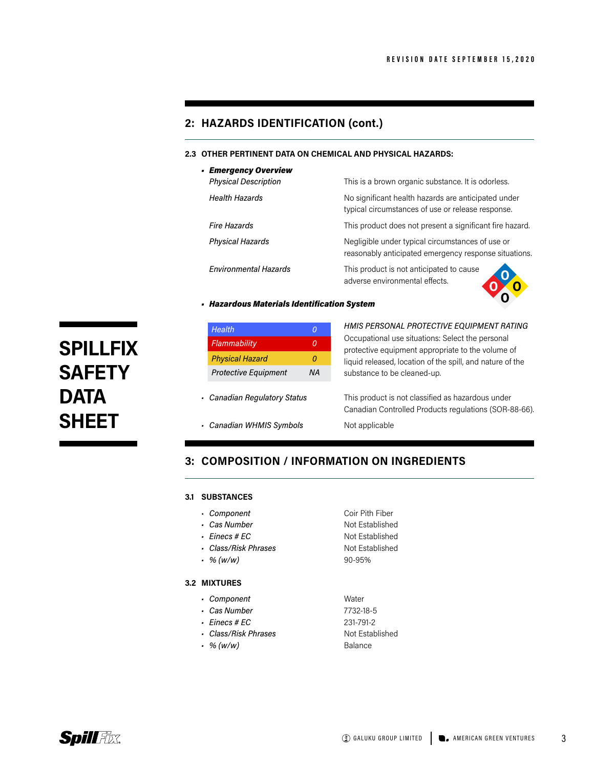## 2: HAZARDS IDENTIFICATION (cont.)

### 2.3 OTHER PERTINENT DATA ON CHEMICAL AND PHYSICAL HAZARDS:

- ***Emergency Overview***

| | |
|---|---|
| *Physical Description* | This is a brown organic substance. It is odorless. |
| *Health Hazards* | No significant health hazards are anticipated under typical circumstances of use or release response. |
| *Fire Hazards* | This product does not present a significant fire hazard. |
| *Physical Hazards* | Negligible under typical circumstances of use or reasonably anticipated emergency response situations. |
| *Environmental Hazards* | This product is not anticipated to cause adverse environmental effects. |

- ***Hazardous Materials Identification System***

| | |
|---|---|
| *Health* | *0* |
| *Flammability* | *0* |
| *Physical Hazard* | *0* |
| *Protective Equipment* | *NA* |

*HMIS PERSONAL PROTECTIVE EQUIPMENT RATING*
Occupational use situations: Select the personal protective equipment appropriate to the volume of liquid released, location of the spill, and nature of the substance to be cleaned-up.

- *Canadian Regulatory Status* — This product is not classified as hazardous under Canadian Controlled Products regulations (SOR-88-66).
- *Canadian WHMIS Symbols* — Not applicable

## 3: COMPOSITION / INFORMATION ON INGREDIENTS

### 3.1 SUBSTANCES

- *Component* — Coir Pith Fiber
- *Cas Number* — Not Established
- *Einecs # EC* — Not Established
- *Class/Risk Phrases* — Not Established
- *% (w/w)* — 90-95%

### 3.2 MIXTURES

- *Component* — Water
- *Cas Number* — 7732-18-5
- *Einecs # EC* — 231-791-2
- *Class/Risk Phrases* — Not Established
- *% (w/w)* — Balance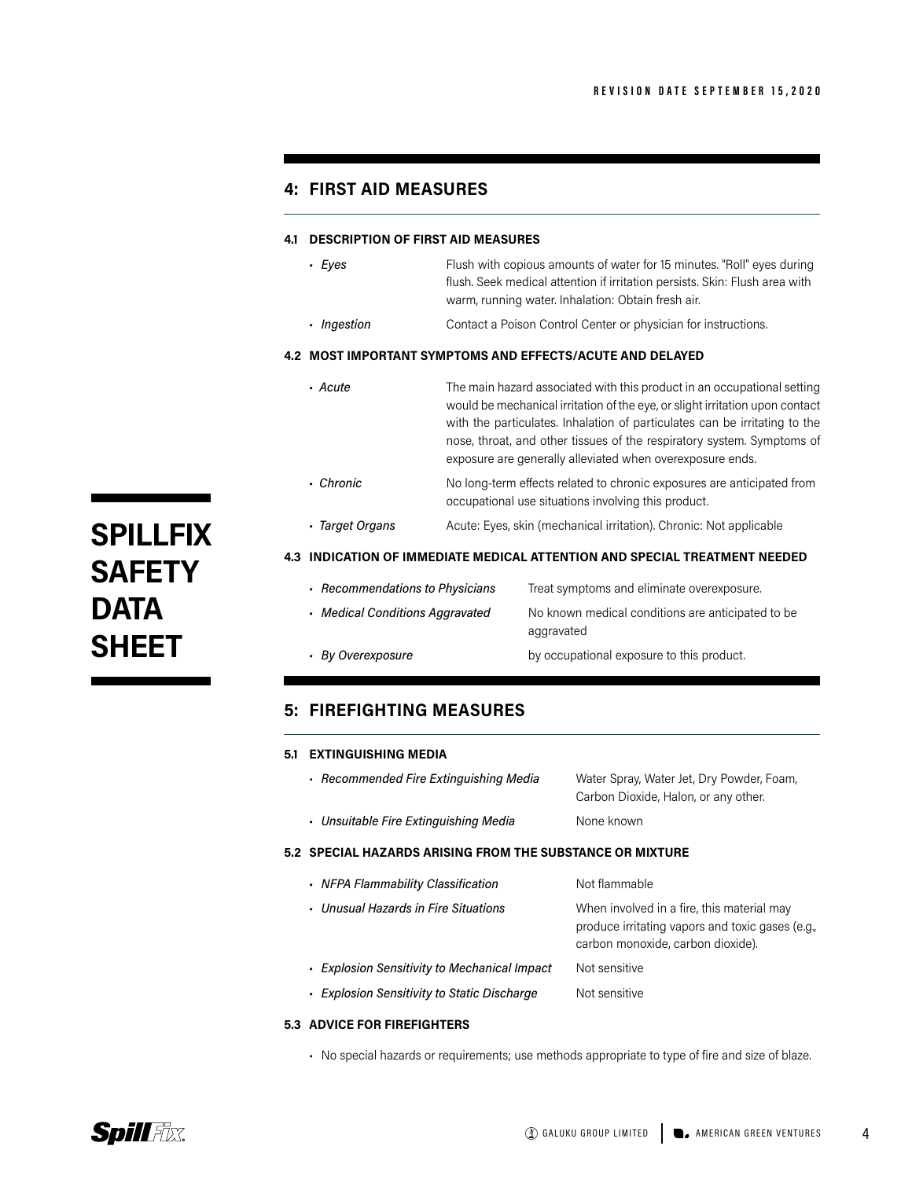## 4: FIRST AID MEASURES

### 4.1 DESCRIPTION OF FIRST AID MEASURES

- *Eyes* — Flush with copious amounts of water for 15 minutes. "Roll" eyes during flush. Seek medical attention if irritation persists. Skin: Flush area with warm, running water. Inhalation: Obtain fresh air.
- *Ingestion* — Contact a Poison Control Center or physician for instructions.

### 4.2 MOST IMPORTANT SYMPTOMS AND EFFECTS/ACUTE AND DELAYED

- *Acute* — The main hazard associated with this product in an occupational setting would be mechanical irritation of the eye, or slight irritation upon contact with the particulates. Inhalation of particulates can be irritating to the nose, throat, and other tissues of the respiratory system. Symptoms of exposure are generally alleviated when overexposure ends.
- *Chronic* — No long-term effects related to chronic exposures are anticipated from occupational use situations involving this product.
- *Target Organs* — Acute: Eyes, skin (mechanical irritation). Chronic: Not applicable

### 4.3 INDICATION OF IMMEDIATE MEDICAL ATTENTION AND SPECIAL TREATMENT NEEDED

- *Recommendations to Physicians* — Treat symptoms and eliminate overexposure.
- *Medical Conditions Aggravated* — No known medical conditions are anticipated to be aggravated
- *By Overexposure* — by occupational exposure to this product.

## 5: FIREFIGHTING MEASURES

### 5.1 EXTINGUISHING MEDIA

- *Recommended Fire Extinguishing Media* — Water Spray, Water Jet, Dry Powder, Foam, Carbon Dioxide, Halon, or any other.
- *Unsuitable Fire Extinguishing Media* — None known

### 5.2 SPECIAL HAZARDS ARISING FROM THE SUBSTANCE OR MIXTURE

- *NFPA Flammability Classification* — Not flammable
- *Unusual Hazards in Fire Situations* — When involved in a fire, this material may produce irritating vapors and toxic gases (e.g., carbon monoxide, carbon dioxide).
- *Explosion Sensitivity to Mechanical Impact* — Not sensitive
- *Explosion Sensitivity to Static Discharge* — Not sensitive

### 5.3 ADVICE FOR FIREFIGHTERS

- No special hazards or requirements; use methods appropriate to type of fire and size of blaze.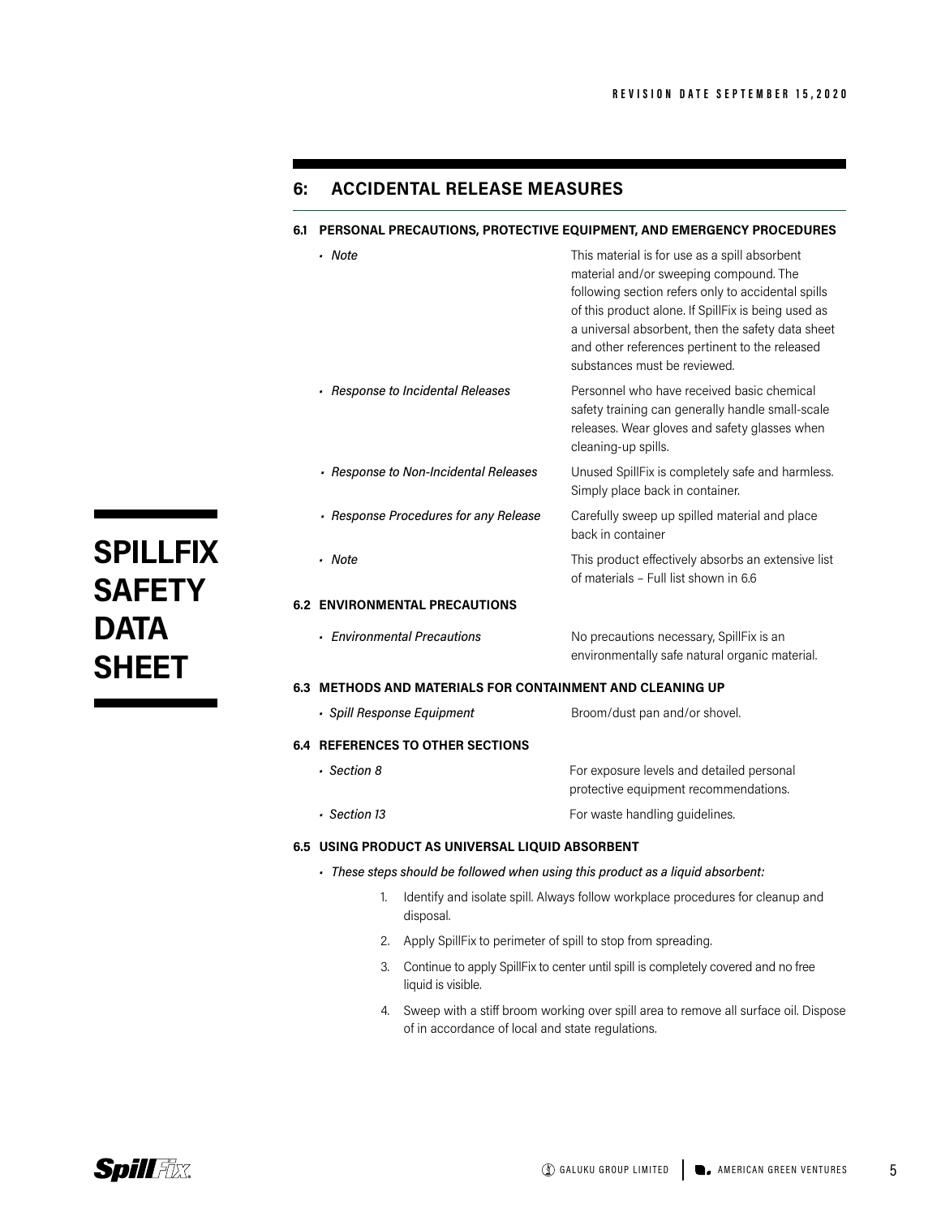## 6: ACCIDENTAL RELEASE MEASURES

### 6.1 PERSONAL PRECAUTIONS, PROTECTIVE EQUIPMENT, AND EMERGENCY PROCEDURES

| | |
|---|---|
| • *Note* | This material is for use as a spill absorbent material and/or sweeping compound. The following section refers only to accidental spills of this product alone. If SpillFix is being used as a universal absorbent, then the safety data sheet and other references pertinent to the released substances must be reviewed. |
| • *Response to Incidental Releases* | Personnel who have received basic chemical safety training can generally handle small-scale releases. Wear gloves and safety glasses when cleaning-up spills. |
| • *Response to Non-Incidental Releases* | Unused SpillFix is completely safe and harmless. Simply place back in container. |
| • *Response Procedures for any Release* | Carefully sweep up spilled material and place back in container |
| • *Note* | This product effectively absorbs an extensive list of materials – Full list shown in 6.6 |

### 6.2 ENVIRONMENTAL PRECAUTIONS

| | |
|---|---|
| • *Environmental Precautions* | No precautions necessary, SpillFix is an environmentally safe natural organic material. |

### 6.3 METHODS AND MATERIALS FOR CONTAINMENT AND CLEANING UP

| | |
|---|---|
| • *Spill Response Equipment* | Broom/dust pan and/or shovel. |

### 6.4 REFERENCES TO OTHER SECTIONS

| | |
|---|---|
| • *Section 8* | For exposure levels and detailed personal protective equipment recommendations. |
| • *Section 13* | For waste handling guidelines. |

### 6.5 USING PRODUCT AS UNIVERSAL LIQUID ABSORBENT

- *These steps should be followed when using this product as a liquid absorbent:*

  1. Identify and isolate spill. Always follow workplace procedures for cleanup and disposal.
  2. Apply SpillFix to perimeter of spill to stop from spreading.
  3. Continue to apply SpillFix to center until spill is completely covered and no free liquid is visible.
  4. Sweep with a stiff broom working over spill area to remove all surface oil. Dispose of in accordance of local and state regulations.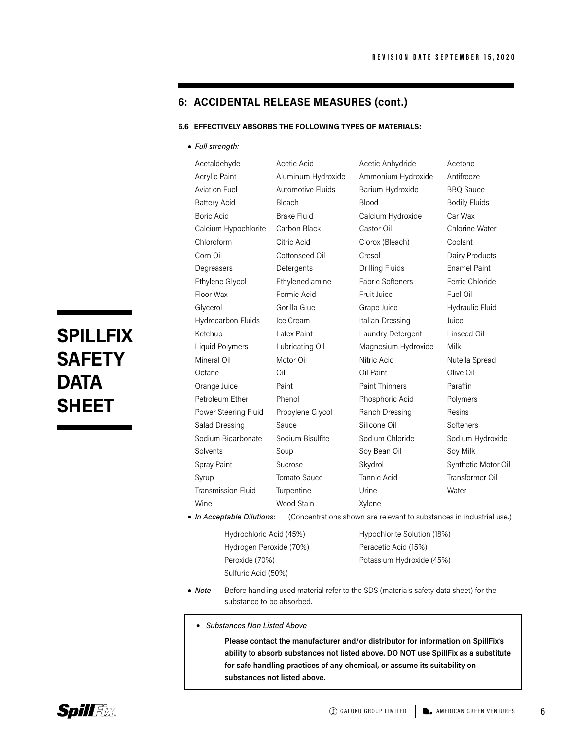## 6: ACCIDENTAL RELEASE MEASURES (cont.)

**6.6 EFFECTIVELY ABSORBS THE FOLLOWING TYPES OF MATERIALS:**

- *Full strength:*

| | | | |
|---|---|---|---|
| Acetaldehyde | Acetic Acid | Acetic Anhydride | Acetone |
| Acrylic Paint | Aluminum Hydroxide | Ammonium Hydroxide | Antifreeze |
| Aviation Fuel | Automotive Fluids | Barium Hydroxide | BBQ Sauce |
| Battery Acid | Bleach | Blood | Bodily Fluids |
| Boric Acid | Brake Fluid | Calcium Hydroxide | Car Wax |
| Calcium Hypochlorite | Carbon Black | Castor Oil | Chlorine Water |
| Chloroform | Citric Acid | Clorox (Bleach) | Coolant |
| Corn Oil | Cottonseed Oil | Cresol | Dairy Products |
| Degreasers | Detergents | Drilling Fluids | Enamel Paint |
| Ethylene Glycol | Ethylenediamine | Fabric Softeners | Ferric Chloride |
| Floor Wax | Formic Acid | Fruit Juice | Fuel Oil |
| Glycerol | Gorilla Glue | Grape Juice | Hydraulic Fluid |
| Hydrocarbon Fluids | Ice Cream | Italian Dressing | Juice |
| Ketchup | Latex Paint | Laundry Detergent | Linseed Oil |
| Liquid Polymers | Lubricating Oil | Magnesium Hydroxide | Milk |
| Mineral Oil | Motor Oil | Nitric Acid | Nutella Spread |
| Octane | Oil | Oil Paint | Olive Oil |
| Orange Juice | Paint | Paint Thinners | Paraffin |
| Petroleum Ether | Phenol | Phosphoric Acid | Polymers |
| Power Steering Fluid | Propylene Glycol | Ranch Dressing | Resins |
| Salad Dressing | Sauce | Silicone Oil | Softeners |
| Sodium Bicarbonate | Sodium Bisulfite | Sodium Chloride | Sodium Hydroxide |
| Solvents | Soup | Soy Bean Oil | Soy Milk |
| Spray Paint | Sucrose | Skydrol | Synthetic Motor Oil |
| Syrup | Tomato Sauce | Tannic Acid | Transformer Oil |
| Transmission Fluid | Turpentine | Urine | Water |
| Wine | Wood Stain | Xylene | |

- *In Acceptable Dilutions:* (Concentrations shown are relevant to substances in industrial use.)

| | |
|---|---|
| Hydrochloric Acid (45%) | Hypochlorite Solution (18%) |
| Hydrogen Peroxide (70%) | Peracetic Acid (15%) |
| Peroxide (70%) | Potassium Hydroxide (45%) |
| Sulfuric Acid (50%) | |

- *Note* Before handling used material refer to the SDS (materials safety data sheet) for the substance to be absorbed.

- *Substances Non Listed Above*

  **Please contact the manufacturer and/or distributor for information on SpillFix's ability to absorb substances not listed above. DO NOT use SpillFix as a substitute for safe handling practices of any chemical, or assume its suitability on substances not listed above.**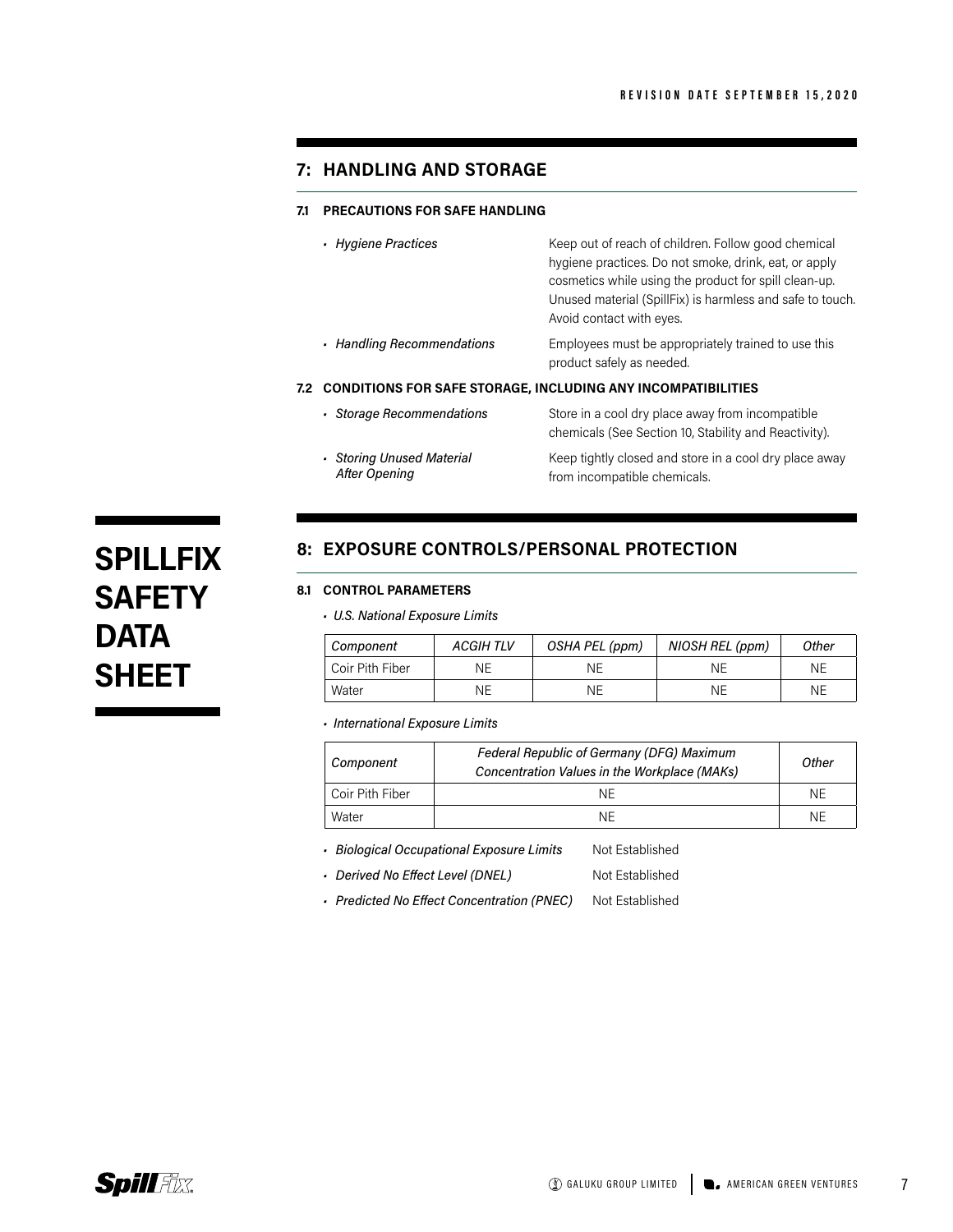## 7: HANDLING AND STORAGE

### 7.1 PRECAUTIONS FOR SAFE HANDLING

- *Hygiene Practices* — Keep out of reach of children. Follow good chemical hygiene practices. Do not smoke, drink, eat, or apply cosmetics while using the product for spill clean-up. Unused material (SpillFix) is harmless and safe to touch. Avoid contact with eyes.
- *Handling Recommendations* — Employees must be appropriately trained to use this product safely as needed.

### 7.2 CONDITIONS FOR SAFE STORAGE, INCLUDING ANY INCOMPATIBILITIES

- *Storage Recommendations* — Store in a cool dry place away from incompatible chemicals (See Section 10, Stability and Reactivity).
- *Storing Unused Material After Opening* — Keep tightly closed and store in a cool dry place away from incompatible chemicals.

# SPILLFIX SAFETY DATA SHEET

## 8: EXPOSURE CONTROLS/PERSONAL PROTECTION

### 8.1 CONTROL PARAMETERS

- *U.S. National Exposure Limits*

| *Component* | *ACGIH TLV* | *OSHA PEL (ppm)* | *NIOSH REL (ppm)* | *Other* |
|---|---|---|---|---|
| Coir Pith Fiber | NE | NE | NE | NE |
| Water | NE | NE | NE | NE |

- *International Exposure Limits*

| *Component* | *Federal Republic of Germany (DFG) Maximum Concentration Values in the Workplace (MAKs)* | *Other* |
|---|---|---|
| Coir Pith Fiber | NE | NE |
| Water | NE | NE |

- *Biological Occupational Exposure Limits* — Not Established
- *Derived No Effect Level (DNEL)* — Not Established
- *Predicted No Effect Concentration (PNEC)* — Not Established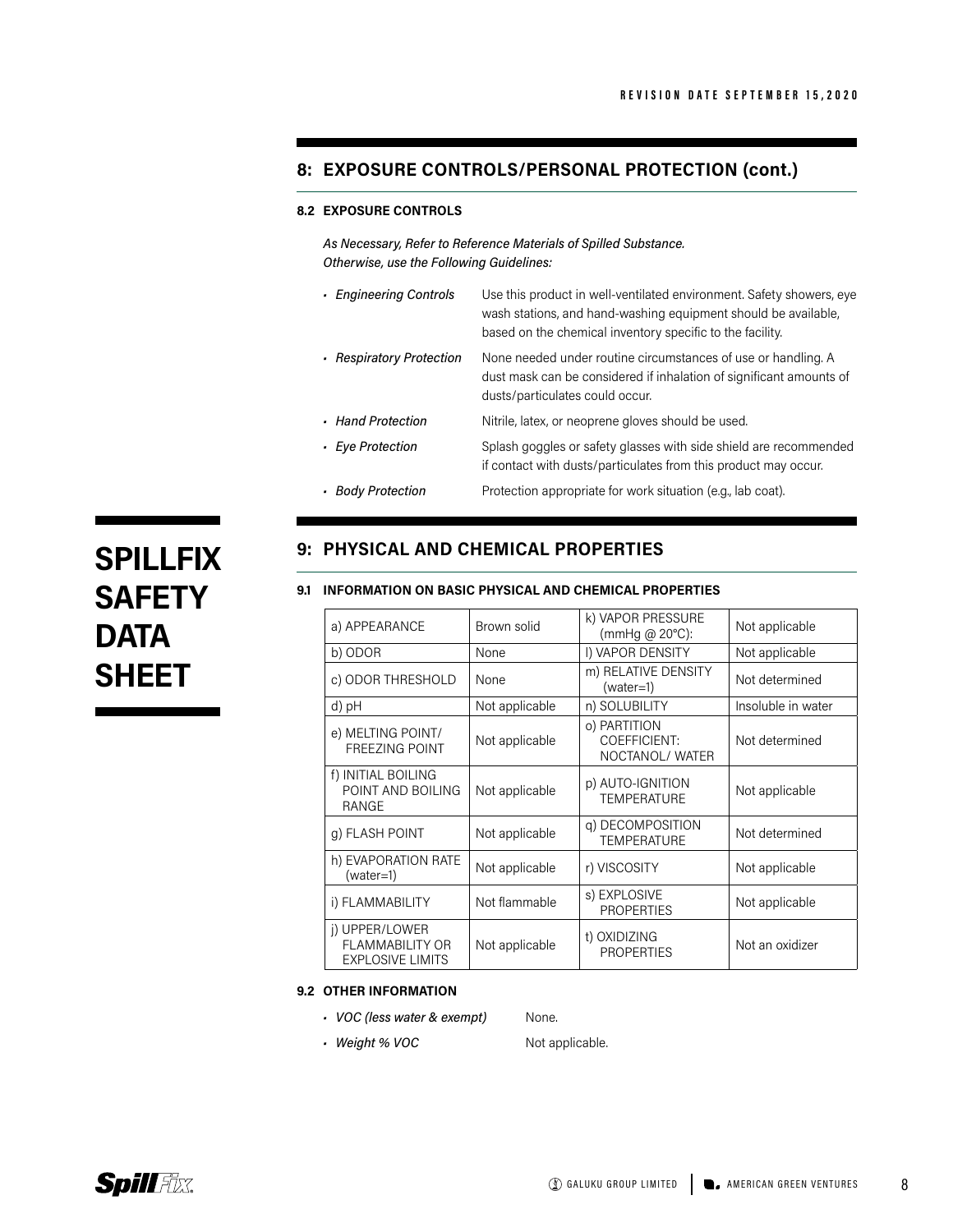## 8: EXPOSURE CONTROLS/PERSONAL PROTECTION (cont.)

### 8.2 EXPOSURE CONTROLS

*As Necessary, Refer to Reference Materials of Spilled Substance.*
*Otherwise, use the Following Guidelines:*

- *Engineering Controls* — Use this product in well-ventilated environment. Safety showers, eye wash stations, and hand-washing equipment should be available, based on the chemical inventory specific to the facility.
- *Respiratory Protection* — None needed under routine circumstances of use or handling. A dust mask can be considered if inhalation of significant amounts of dusts/particulates could occur.
- *Hand Protection* — Nitrile, latex, or neoprene gloves should be used.
- *Eye Protection* — Splash goggles or safety glasses with side shield are recommended if contact with dusts/particulates from this product may occur.
- *Body Protection* — Protection appropriate for work situation (e.g., lab coat).

# SPILLFIX SAFETY DATA SHEET

## 9: PHYSICAL AND CHEMICAL PROPERTIES

### 9.1 INFORMATION ON BASIC PHYSICAL AND CHEMICAL PROPERTIES

| | | | |
|---|---|---|---|
| a) APPEARANCE | Brown solid | k) VAPOR PRESSURE (mmHg @ 20°C): | Not applicable |
| b) ODOR | None | l) VAPOR DENSITY | Not applicable |
| c) ODOR THRESHOLD | None | m) RELATIVE DENSITY (water=1) | Not determined |
| d) pH | Not applicable | n) SOLUBILITY | Insoluble in water |
| e) MELTING POINT/ FREEZING POINT | Not applicable | o) PARTITION COEFFICIENT: NOCTANOL/ WATER | Not determined |
| f) INITIAL BOILING POINT AND BOILING RANGE | Not applicable | p) AUTO-IGNITION TEMPERATURE | Not applicable |
| g) FLASH POINT | Not applicable | q) DECOMPOSITION TEMPERATURE | Not determined |
| h) EVAPORATION RATE (water=1) | Not applicable | r) VISCOSITY | Not applicable |
| i) FLAMMABILITY | Not flammable | s) EXPLOSIVE PROPERTIES | Not applicable |
| j) UPPER/LOWER FLAMMABILITY OR EXPLOSIVE LIMITS | Not applicable | t) OXIDIZING PROPERTIES | Not an oxidizer |

### 9.2 OTHER INFORMATION

- *VOC (less water & exempt)* — None.
- *Weight % VOC* — Not applicable.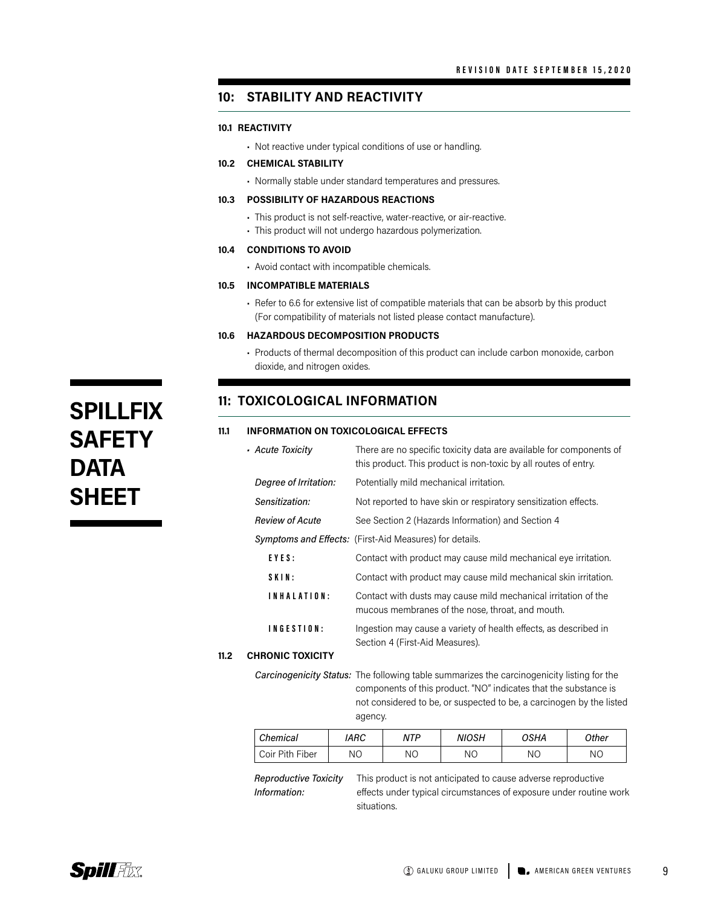## 10: STABILITY AND REACTIVITY

**10.1 REACTIVITY**

- Not reactive under typical conditions of use or handling.

**10.2 CHEMICAL STABILITY**

- Normally stable under standard temperatures and pressures.

**10.3 POSSIBILITY OF HAZARDOUS REACTIONS**

- This product is not self-reactive, water-reactive, or air-reactive.
- This product will not undergo hazardous polymerization.

**10.4 CONDITIONS TO AVOID**

- Avoid contact with incompatible chemicals.

**10.5 INCOMPATIBLE MATERIALS**

- Refer to 6.6 for extensive list of compatible materials that can be absorb by this product (For compatibility of materials not listed please contact manufacture).

**10.6 HAZARDOUS DECOMPOSITION PRODUCTS**

- Products of thermal decomposition of this product can include carbon monoxide, carbon dioxide, and nitrogen oxides.

# SPILLFIX SAFETY DATA SHEET

## 11: TOXICOLOGICAL INFORMATION

**11.1 INFORMATION ON TOXICOLOGICAL EFFECTS**

- *Acute Toxicity*: There are no specific toxicity data are available for components of this product. This product is non-toxic by all routes of entry.

*Degree of Irritation:* Potentially mild mechanical irritation.

*Sensitization:* Not reported to have skin or respiratory sensitization effects.

*Review of Acute Symptoms and Effects:* See Section 2 (Hazards Information) and Section 4 (First-Aid Measures) for details.

**EYES:** Contact with product may cause mild mechanical eye irritation.

**SKIN:** Contact with product may cause mild mechanical skin irritation.

**INHALATION:** Contact with dusts may cause mild mechanical irritation of the mucous membranes of the nose, throat, and mouth.

**INGESTION:** Ingestion may cause a variety of health effects, as described in Section 4 (First-Aid Measures).

**11.2 CHRONIC TOXICITY**

*Carcinogenicity Status:* The following table summarizes the carcinogenicity listing for the components of this product. "NO" indicates that the substance is not considered to be, or suspected to be, a carcinogen by the listed agency.

| *Chemical* | *IARC* | *NTP* | *NIOSH* | *OSHA* | *Other* |
|---|---|---|---|---|---|
| Coir Pith Fiber | NO | NO | NO | NO | NO |

*Reproductive Toxicity Information:* This product is not anticipated to cause adverse reproductive effects under typical circumstances of exposure under routine work situations.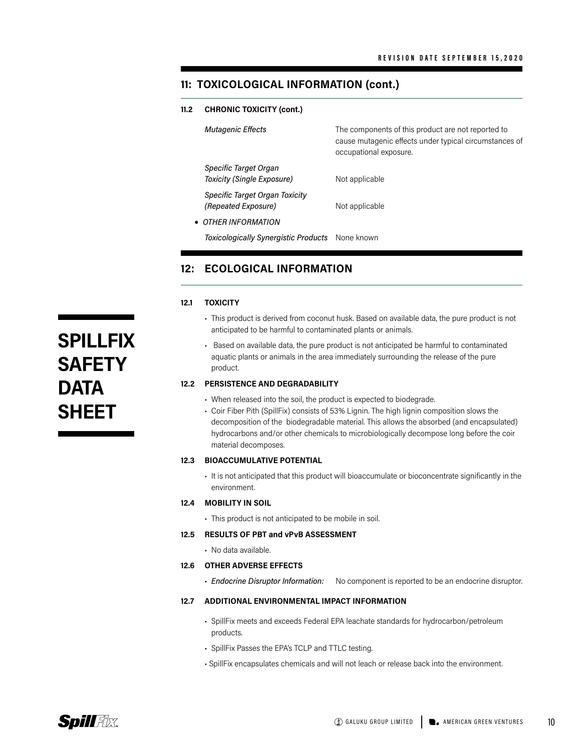## 11: TOXICOLOGICAL INFORMATION (cont.)

### 11.2 CHRONIC TOXICITY (cont.)

| | |
|---|---|
| *Mutagenic Effects* | The components of this product are not reported to cause mutagenic effects under typical circumstances of occupational exposure. |
| *Specific Target Organ Toxicity (Single Exposure)* | Not applicable |
| *Specific Target Organ Toxicity (Repeated Exposure)* | Not applicable |

- *OTHER INFORMATION*

| | |
|---|---|
| *Toxicologically Synergistic Products* | None known |

## 12: ECOLOGICAL INFORMATION

### 12.1 TOXICITY

- This product is derived from coconut husk. Based on available data, the pure product is not anticipated to be harmful to contaminated plants or animals.
- Based on available data, the pure product is not anticipated be harmful to contaminated aquatic plants or animals in the area immediately surrounding the release of the pure product.

### 12.2 PERSISTENCE AND DEGRADABILITY

- When released into the soil, the product is expected to biodegrade.
- Coir Fiber Pith (SpillFix) consists of 53% Lignin. The high lignin composition slows the decomposition of the biodegradable material. This allows the absorbed (and encapsulated) hydrocarbons and/or other chemicals to microbiologically decompose long before the coir material decomposes.

### 12.3 BIOACCUMULATIVE POTENTIAL

- It is not anticipated that this product will bioaccumulate or bioconcentrate significantly in the environment.

### 12.4 MOBILITY IN SOIL

- This product is not anticipated to be mobile in soil.

### 12.5 RESULTS OF PBT and vPvB ASSESSMENT

- No data available.

### 12.6 OTHER ADVERSE EFFECTS

- *Endocrine Disruptor Information:* No component is reported to be an endocrine disruptor.

### 12.7 ADDITIONAL ENVIRONMENTAL IMPACT INFORMATION

- SpillFix meets and exceeds Federal EPA leachate standards for hydrocarbon/petroleum products.
- SpillFix Passes the EPA's TCLP and TTLC testing.
- SpillFix encapsulates chemicals and will not leach or release back into the environment.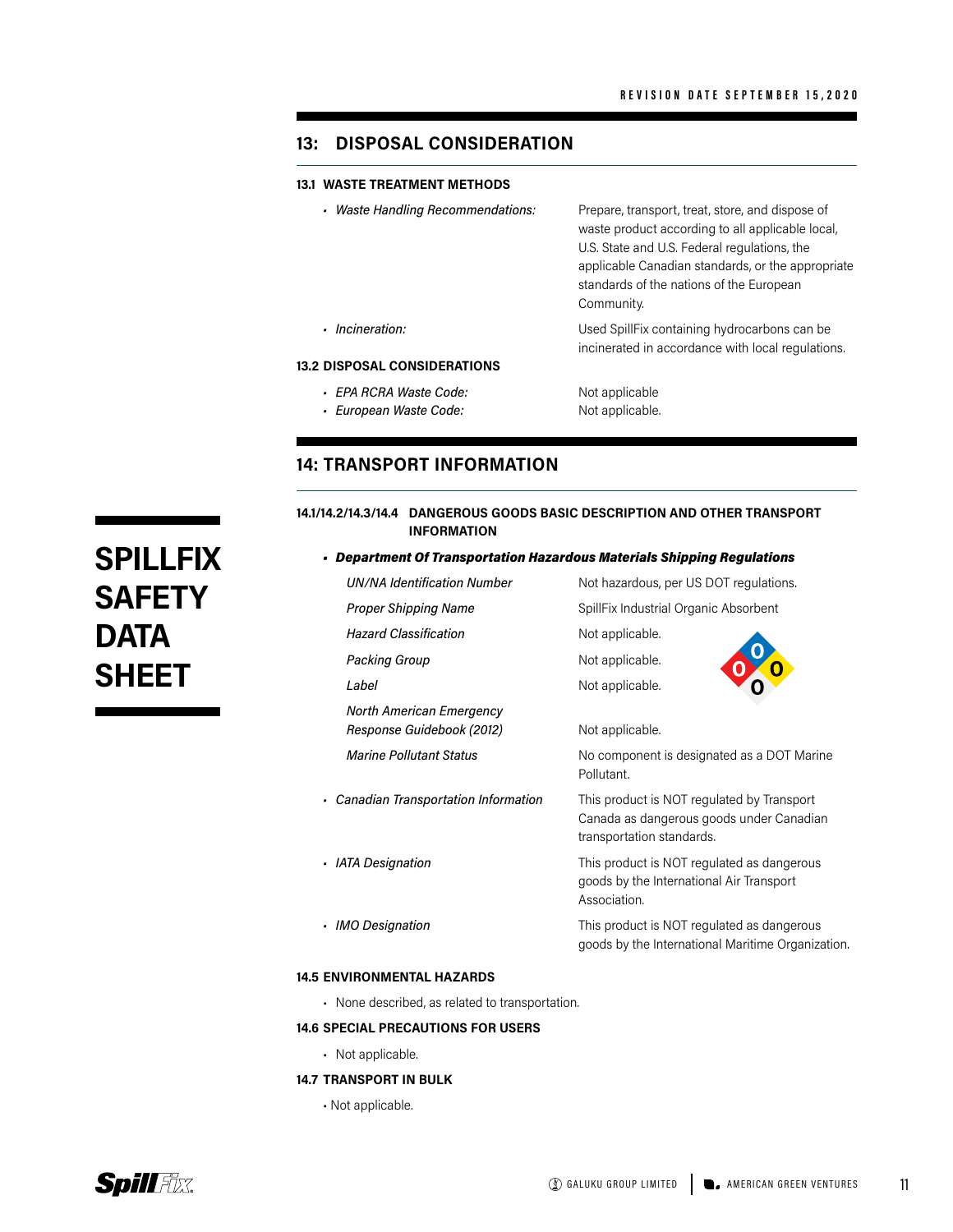## 13: DISPOSAL CONSIDERATION

### 13.1 WASTE TREATMENT METHODS

- *Waste Handling Recommendations:* Prepare, transport, treat, store, and dispose of waste product according to all applicable local, U.S. State and U.S. Federal regulations, the applicable Canadian standards, or the appropriate standards of the nations of the European Community.
- *Incineration:* Used SpillFix containing hydrocarbons can be incinerated in accordance with local regulations.

### 13.2 DISPOSAL CONSIDERATIONS

- *EPA RCRA Waste Code:* Not applicable
- *European Waste Code:* Not applicable.

## 14: TRANSPORT INFORMATION

### 14.1/14.2/14.3/14.4 DANGEROUS GOODS BASIC DESCRIPTION AND OTHER TRANSPORT INFORMATION

- ***Department Of Transportation Hazardous Materials Shipping Regulations***

| | |
|---|---|
| *UN/NA Identification Number* | Not hazardous, per US DOT regulations. |
| *Proper Shipping Name* | SpillFix Industrial Organic Absorbent |
| *Hazard Classification* | Not applicable. |
| *Packing Group* | Not applicable. |
| *Label* | Not applicable. |
| *North American Emergency Response Guidebook (2012)* | Not applicable. |
| *Marine Pollutant Status* | No component is designated as a DOT Marine Pollutant. |

NFPA: 0 0 0 0

- *Canadian Transportation Information* — This product is NOT regulated by Transport Canada as dangerous goods under Canadian transportation standards.
- *IATA Designation* — This product is NOT regulated as dangerous goods by the International Air Transport Association.
- *IMO Designation* — This product is NOT regulated as dangerous goods by the International Maritime Organization.

### 14.5 ENVIRONMENTAL HAZARDS

- None described, as related to transportation.

### 14.6 SPECIAL PRECAUTIONS FOR USERS

- Not applicable.

### 14.7 TRANSPORT IN BULK

- Not applicable.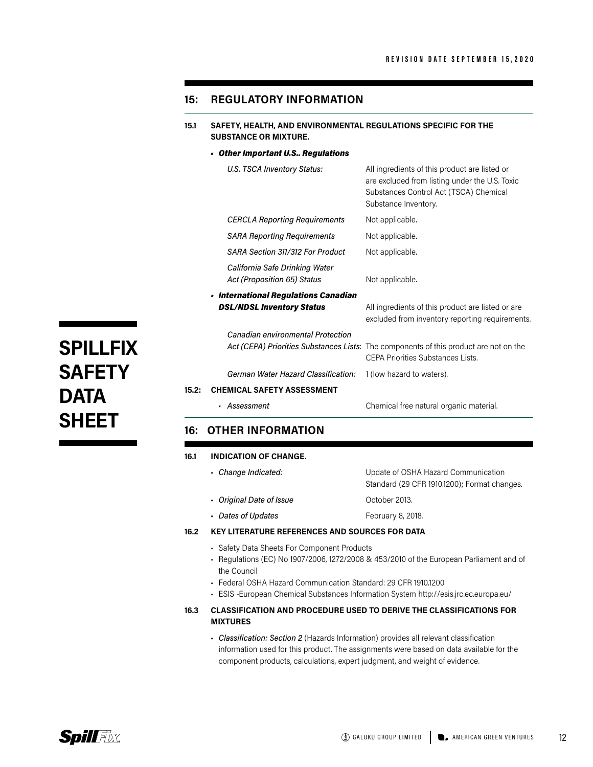## 15: REGULATORY INFORMATION

### 15.1 SAFETY, HEALTH, AND ENVIRONMENTAL REGULATIONS SPECIFIC FOR THE SUBSTANCE OR MIXTURE.

- ***Other Important U.S.. Regulations***

| | |
|---|---|
| *U.S. TSCA Inventory Status:* | All ingredients of this product are listed or are excluded from listing under the U.S. Toxic Substances Control Act (TSCA) Chemical Substance Inventory. |
| *CERCLA Reporting Requirements* | Not applicable. |
| *SARA Reporting Requirements* | Not applicable. |
| *SARA Section 311/312 For Product* | Not applicable. |
| *California Safe Drinking Water Act (Proposition 65) Status* | Not applicable. |

- ***International Regulations Canadian DSL/NDSL Inventory Status*** — All ingredients of this product are listed or are excluded from inventory reporting requirements.

| | |
|---|---|
| *Canadian environmental Protection Act (CEPA) Priorities Substances Lists*: | The components of this product are not on the CEPA Priorities Substances Lists. |
| *German Water Hazard Classification:* | 1 (low hazard to waters). |

### 15.2: CHEMICAL SAFETY ASSESSMENT

- *Assessment* — Chemical free natural organic material.

## 16: OTHER INFORMATION

### 16.1 INDICATION OF CHANGE.

- *Change Indicated:* — Update of OSHA Hazard Communication Standard (29 CFR 1910.1200); Format changes.
- *Original Date of Issue* — October 2013.
- *Dates of Updates* — February 8, 2018.

### 16.2 KEY LITERATURE REFERENCES AND SOURCES FOR DATA

- Safety Data Sheets For Component Products
- Regulations (EC) No 1907/2006, 1272/2008 & 453/2010 of the European Parliament and of the Council
- Federal OSHA Hazard Communication Standard: 29 CFR 1910.1200
- ESIS -European Chemical Substances Information System http://esis.jrc.ec.europa.eu/

### 16.3 CLASSIFICATION AND PROCEDURE USED TO DERIVE THE CLASSIFICATIONS FOR MIXTURES

- *Classification: Section 2* (Hazards Information) provides all relevant classification information used for this product. The assignments were based on data available for the component products, calculations, expert judgment, and weight of evidence.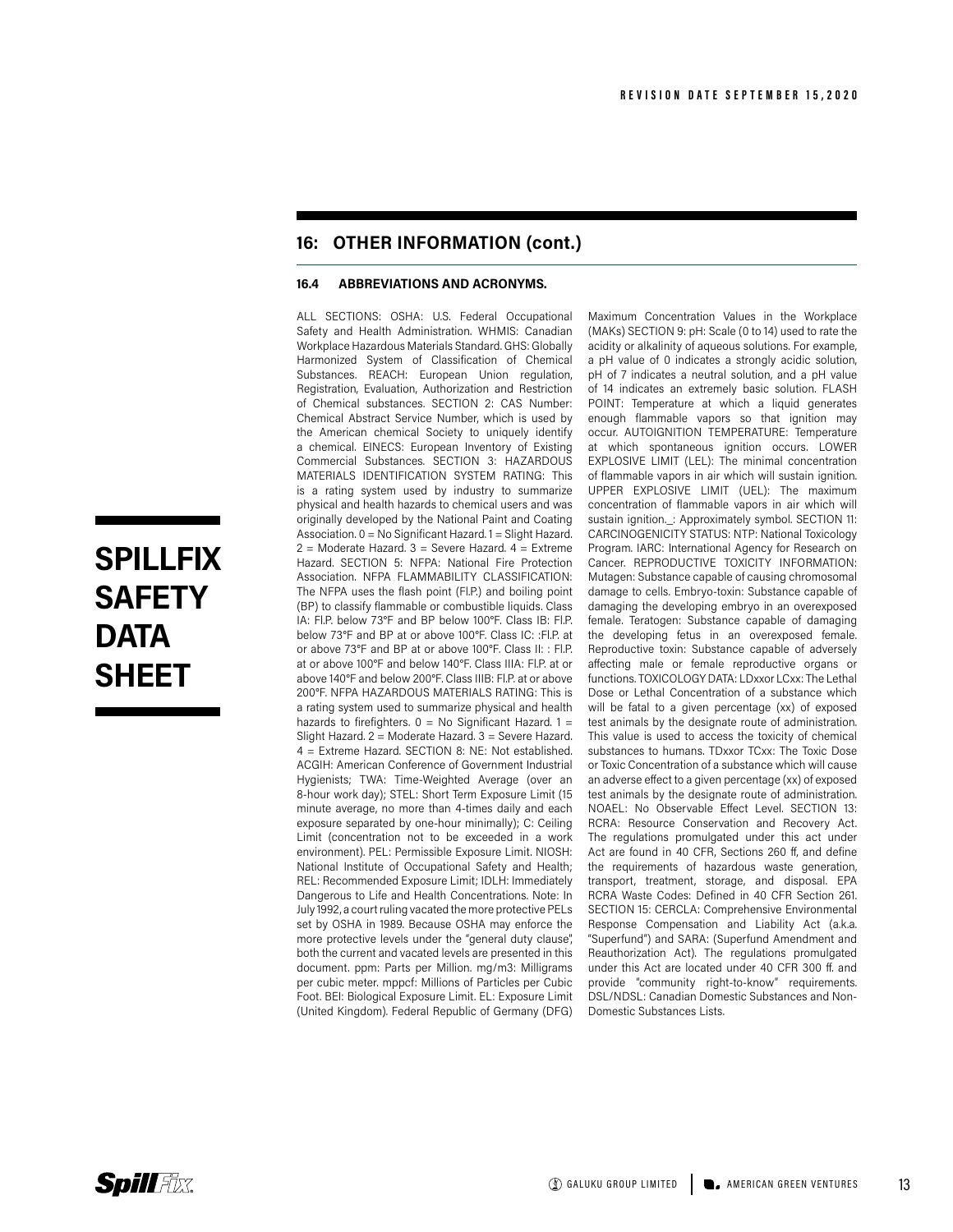## 16: OTHER INFORMATION (cont.)

### 16.4 ABBREVIATIONS AND ACRONYMS.

ALL SECTIONS: OSHA: U.S. Federal Occupational Safety and Health Administration. WHMIS: Canadian Workplace Hazardous Materials Standard. GHS: Globally Harmonized System of Classification of Chemical Substances. REACH: European Union regulation, Registration, Evaluation, Authorization and Restriction of Chemical substances. SECTION 2: CAS Number: Chemical Abstract Service Number, which is used by the American chemical Society to uniquely identify a chemical. EINECS: European Inventory of Existing Commercial Substances. SECTION 3: HAZARDOUS MATERIALS IDENTIFICATION SYSTEM RATING: This is a rating system used by industry to summarize physical and health hazards to chemical users and was originally developed by the National Paint and Coating Association. 0 = No Significant Hazard. 1 = Slight Hazard. 2 = Moderate Hazard. 3 = Severe Hazard. 4 = Extreme Hazard. SECTION 5: NFPA: National Fire Protection Association. NFPA FLAMMABILITY CLASSIFICATION: The NFPA uses the flash point (Fl.P.) and boiling point (BP) to classify flammable or combustible liquids. Class IA: Fl.P. below 73°F and BP below 100°F. Class IB: Fl.P. below 73°F and BP at or above 100°F. Class IC: :Fl.P. at or above 73°F and BP at or above 100°F. Class II: : Fl.P. at or above 100°F and below 140°F. Class IIIA: Fl.P. at or above 140°F and below 200°F. Class IIIB: Fl.P. at or above 200°F. NFPA HAZARDOUS MATERIALS RATING: This is a rating system used to summarize physical and health hazards to firefighters. 0 = No Significant Hazard. 1 = Slight Hazard. 2 = Moderate Hazard. 3 = Severe Hazard. 4 = Extreme Hazard. SECTION 8: NE: Not established. ACGIH: American Conference of Government Industrial Hygienists; TWA: Time-Weighted Average (over an 8-hour work day); STEL: Short Term Exposure Limit (15 minute average, no more than 4-times daily and each exposure separated by one-hour minimally); C: Ceiling Limit (concentration not to be exceeded in a work environment). PEL: Permissible Exposure Limit. NIOSH: National Institute of Occupational Safety and Health; REL: Recommended Exposure Limit; IDLH: Immediately Dangerous to Life and Health Concentrations. Note: In July 1992, a court ruling vacated the more protective PELs set by OSHA in 1989. Because OSHA may enforce the more protective levels under the "general duty clause", both the current and vacated levels are presented in this document. ppm: Parts per Million. mg/m3: Milligrams per cubic meter. mppcf: Millions of Particles per Cubic Foot. BEI: Biological Exposure Limit. EL: Exposure Limit (United Kingdom). Federal Republic of Germany (DFG) Maximum Concentration Values in the Workplace (MAKs) SECTION 9: pH: Scale (0 to 14) used to rate the acidity or alkalinity of aqueous solutions. For example, a pH value of 0 indicates a strongly acidic solution, pH of 7 indicates a neutral solution, and a pH value of 14 indicates an extremely basic solution. FLASH POINT: Temperature at which a liquid generates enough flammable vapors so that ignition may occur. AUTOIGNITION TEMPERATURE: Temperature at which spontaneous ignition occurs. LOWER EXPLOSIVE LIMIT (LEL): The minimal concentration of flammable vapors in air which will sustain ignition. UPPER EXPLOSIVE LIMIT (UEL): The maximum concentration of flammable vapors in air which will sustain ignition._: Approximately symbol. SECTION 11: CARCINOGENICITY STATUS: NTP: National Toxicology Program. IARC: International Agency for Research on Cancer. REPRODUCTIVE TOXICITY INFORMATION: Mutagen: Substance capable of causing chromosomal damage to cells. Embryo-toxin: Substance capable of damaging the developing embryo in an overexposed female. Teratogen: Substance capable of damaging the developing fetus in an overexposed female. Reproductive toxin: Substance capable of adversely affecting male or female reproductive organs or functions. TOXICOLOGY DATA: LDxxor LCxx: The Lethal Dose or Lethal Concentration of a substance which will be fatal to a given percentage (xx) of exposed test animals by the designate route of administration. This value is used to access the toxicity of chemical substances to humans. TDxxor TCxx: The Toxic Dose or Toxic Concentration of a substance which will cause an adverse effect to a given percentage (xx) of exposed test animals by the designate route of administration. NOAEL: No Observable Effect Level. SECTION 13: RCRA: Resource Conservation and Recovery Act. The regulations promulgated under this act under Act are found in 40 CFR, Sections 260 ff, and define the requirements of hazardous waste generation, transport, treatment, storage, and disposal. EPA RCRA Waste Codes: Defined in 40 CFR Section 261. SECTION 15: CERCLA: Comprehensive Environmental Response Compensation and Liability Act (a.k.a. "Superfund") and SARA: (Superfund Amendment and Reauthorization Act). The regulations promulgated under this Act are located under 40 CFR 300 ff. and provide "community right-to-know" requirements. DSL/NDSL: Canadian Domestic Substances and Non-Domestic Substances Lists.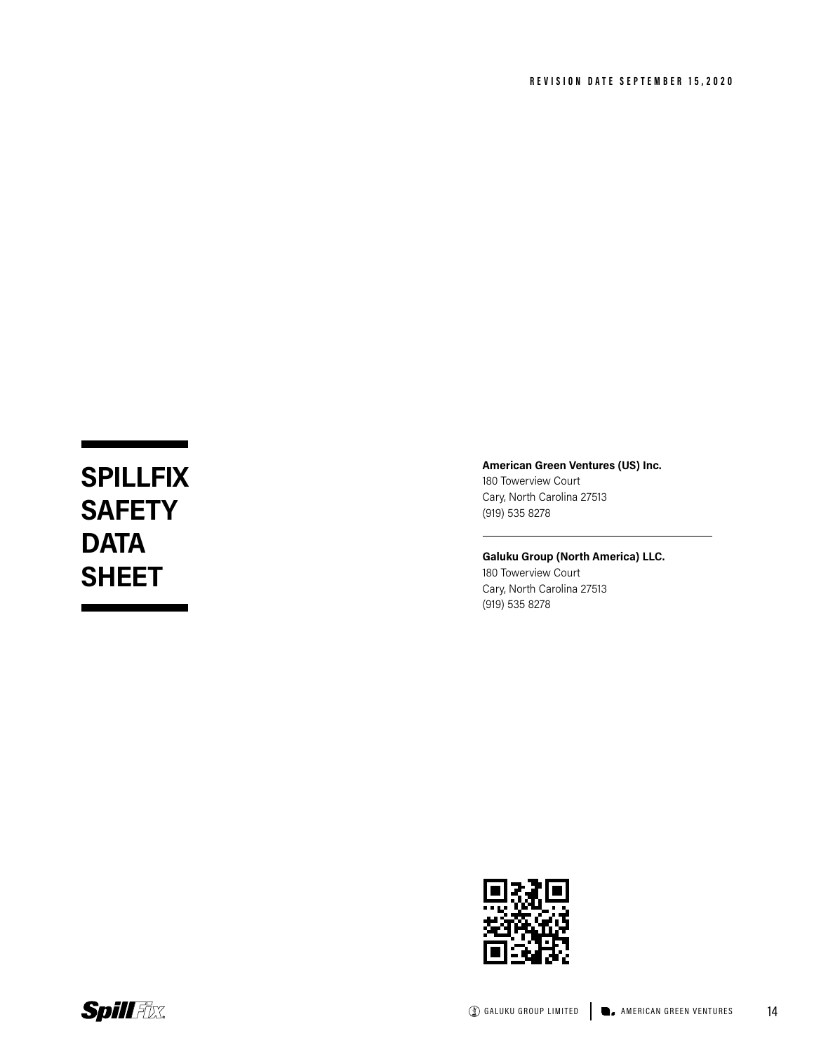REVISION DATE SEPTEMBER 15,2020

# SPILLFIX SAFETY DATA SHEET

**American Green Ventures (US) Inc.**
180 Towerview Court
Cary, North Carolina 27513
(919) 535 8278

---

**Galuku Group (North America) LLC.**
180 Towerview Court
Cary, North Carolina 27513
(919) 535 8278